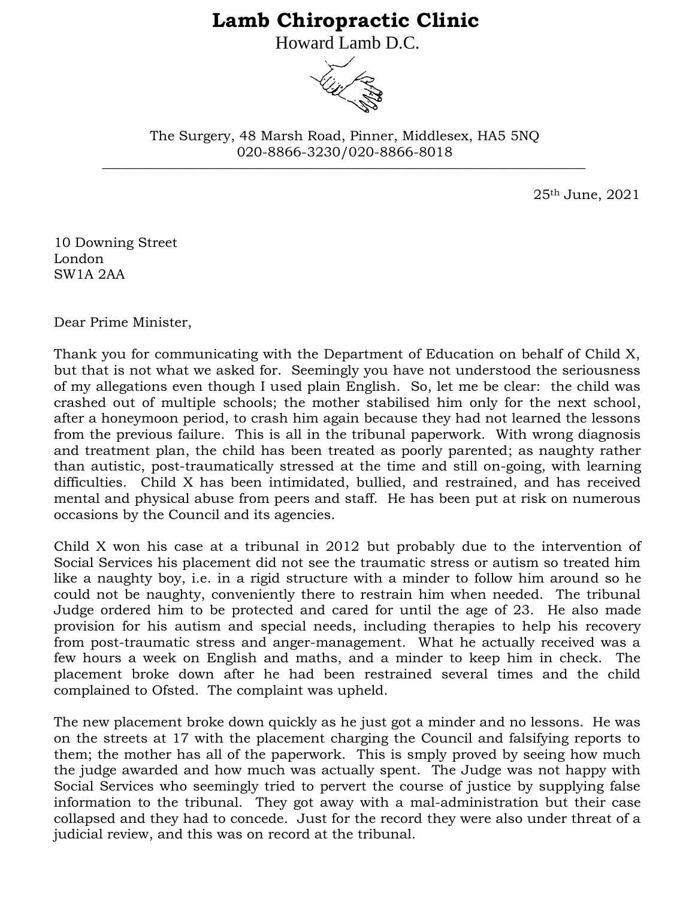# Lamb Chiropractic Clinic

Howard Lamb D.C.

The Surgery, 48 Marsh Road, Pinner, Middlesex, HA5 5NQ
020-8866-3230/020-8866-8018

---

25th June, 2021

10 Downing Street
London
SW1A 2AA

Dear Prime Minister,

Thank you for communicating with the Department of Education on behalf of Child X, but that is not what we asked for. Seemingly you have not understood the seriousness of my allegations even though I used plain English. So, let me be clear: the child was crashed out of multiple schools; the mother stabilised him only for the next school, after a honeymoon period, to crash him again because they had not learned the lessons from the previous failure. This is all in the tribunal paperwork. With wrong diagnosis and treatment plan, the child has been treated as poorly parented; as naughty rather than autistic, post-traumatically stressed at the time and still on-going, with learning difficulties. Child X has been intimidated, bullied, and restrained, and has received mental and physical abuse from peers and staff. He has been put at risk on numerous occasions by the Council and its agencies.

Child X won his case at a tribunal in 2012 but probably due to the intervention of Social Services his placement did not see the traumatic stress or autism so treated him like a naughty boy, i.e. in a rigid structure with a minder to follow him around so he could not be naughty, conveniently there to restrain him when needed. The tribunal Judge ordered him to be protected and cared for until the age of 23. He also made provision for his autism and special needs, including therapies to help his recovery from post-traumatic stress and anger-management. What he actually received was a few hours a week on English and maths, and a minder to keep him in check. The placement broke down after he had been restrained several times and the child complained to Ofsted. The complaint was upheld.

The new placement broke down quickly as he just got a minder and no lessons. He was on the streets at 17 with the placement charging the Council and falsifying reports to them; the mother has all of the paperwork. This is smply proved by seeing how much the judge awarded and how much was actually spent. The Judge was not happy with Social Services who seemingly tried to pervert the course of justice by supplying false information to the tribunal. They got away with a mal-administration but their case collapsed and they had to concede. Just for the record they were also under threat of a judicial review, and this was on record at the tribunal.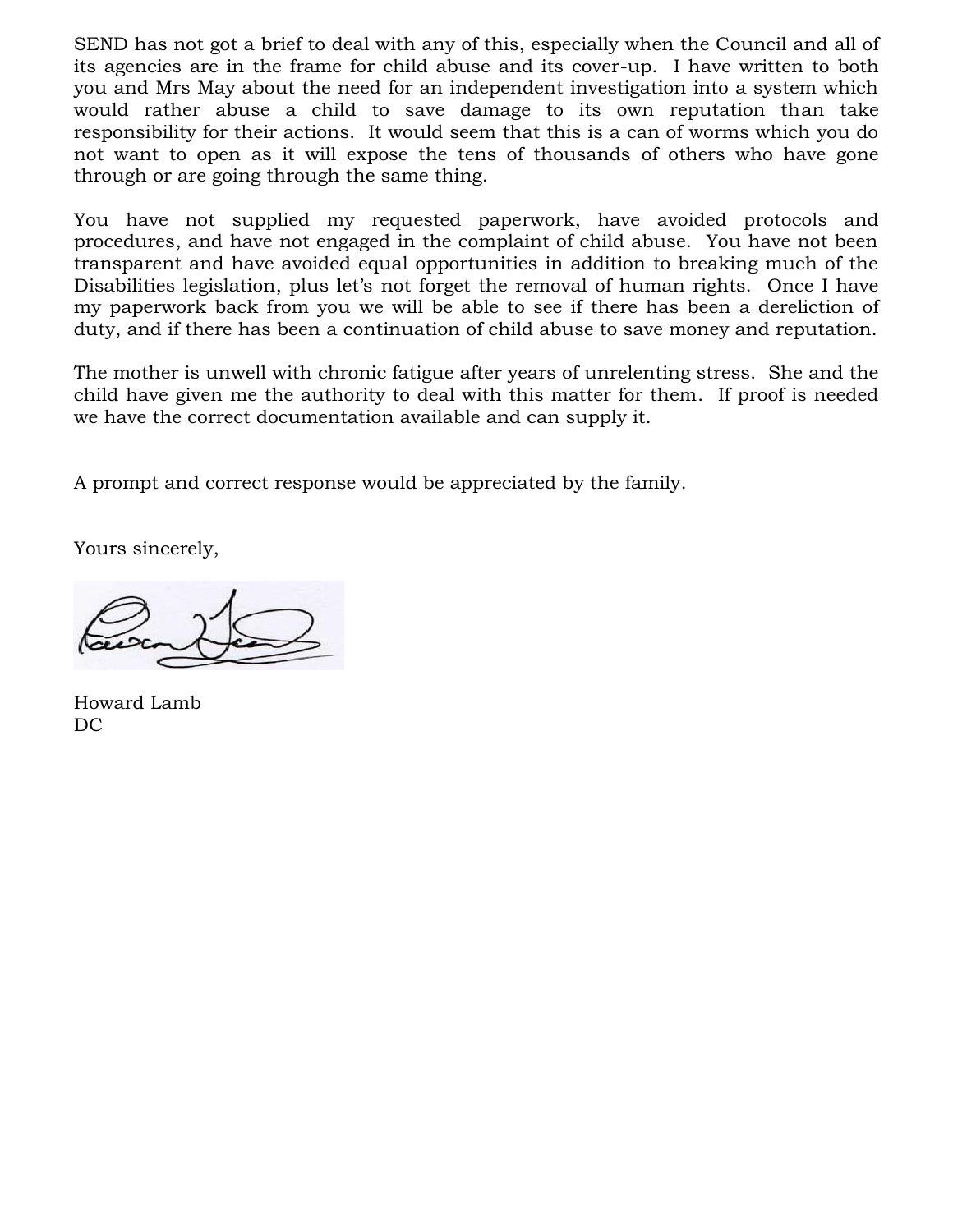SEND has not got a brief to deal with any of this, especially when the Council and all of its agencies are in the frame for child abuse and its cover-up. I have written to both you and Mrs May about the need for an independent investigation into a system which would rather abuse a child to save damage to its own reputation than take responsibility for their actions. It would seem that this is a can of worms which you do not want to open as it will expose the tens of thousands of others who have gone through or are going through the same thing.

You have not supplied my requested paperwork, have avoided protocols and procedures, and have not engaged in the complaint of child abuse. You have not been transparent and have avoided equal opportunities in addition to breaking much of the Disabilities legislation, plus let's not forget the removal of human rights. Once I have my paperwork back from you we will be able to see if there has been a dereliction of duty, and if there has been a continuation of child abuse to save money and reputation.

The mother is unwell with chronic fatigue after years of unrelenting stress. She and the child have given me the authority to deal with this matter for them. If proof is needed we have the correct documentation available and can supply it.

A prompt and correct response would be appreciated by the family.

Yours sincerely,

Howard Lamb
DC